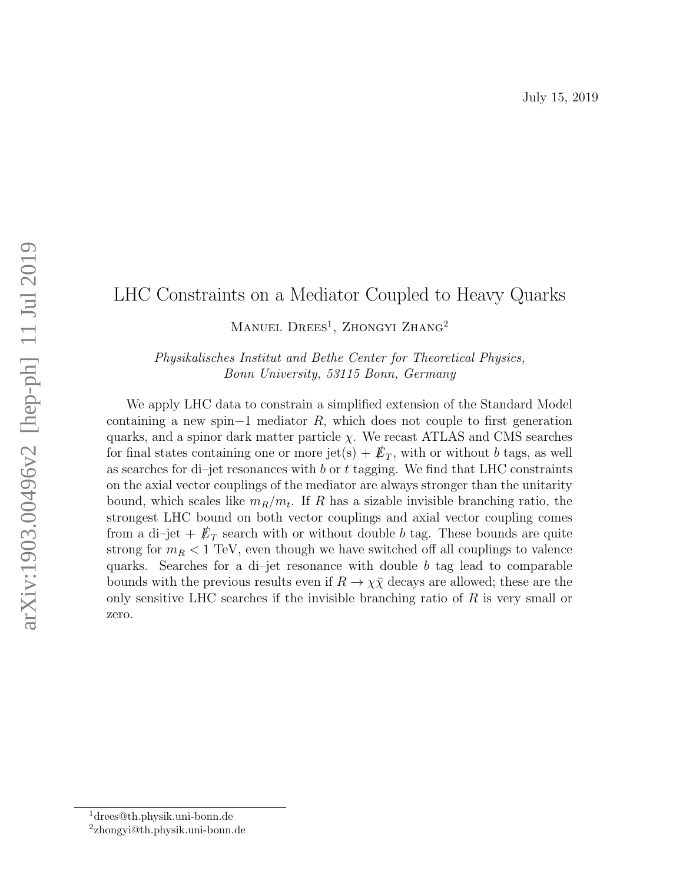July 15, 2019

# LHC Constraints on a Mediator Coupled to Heavy Quarks

Manuel Drees[1], Zhongyi Zhang[2]

*Physikalisches Institut and Bethe Center for Theoretical Physics, Bonn University, 53115 Bonn, Germany*

We apply LHC data to constrain a simplified extension of the Standard Model containing a new spin−1 mediator $R$, which does not couple to first generation quarks, and a spinor dark matter particle $\chi$. We recast ATLAS and CMS searches for final states containing one or more jet(s) + $\not\!\!E_T$, with or without $b$ tags, as well as searches for di–jet resonances with $b$ or $t$ tagging. We find that LHC constraints on the axial vector couplings of the mediator are always stronger than the unitarity bound, which scales like $m_R/m_t$. If $R$ has a sizable invisible branching ratio, the strongest LHC bound on both vector couplings and axial vector coupling comes from a di–jet + $\not\!\!E_T$ search with or without double $b$ tag. These bounds are quite strong for $m_R < 1$ TeV, even though we have switched off all couplings to valence quarks. Searches for a di–jet resonance with double $b$ tag lead to comparable bounds with the previous results even if $R \to \chi\bar{\chi}$ decays are allowed; these are the only sensitive LHC searches if the invisible branching ratio of $R$ is very small or zero.

[1] drees@th.physik.uni-bonn.de

[2] zhongyi@th.physik.uni-bonn.de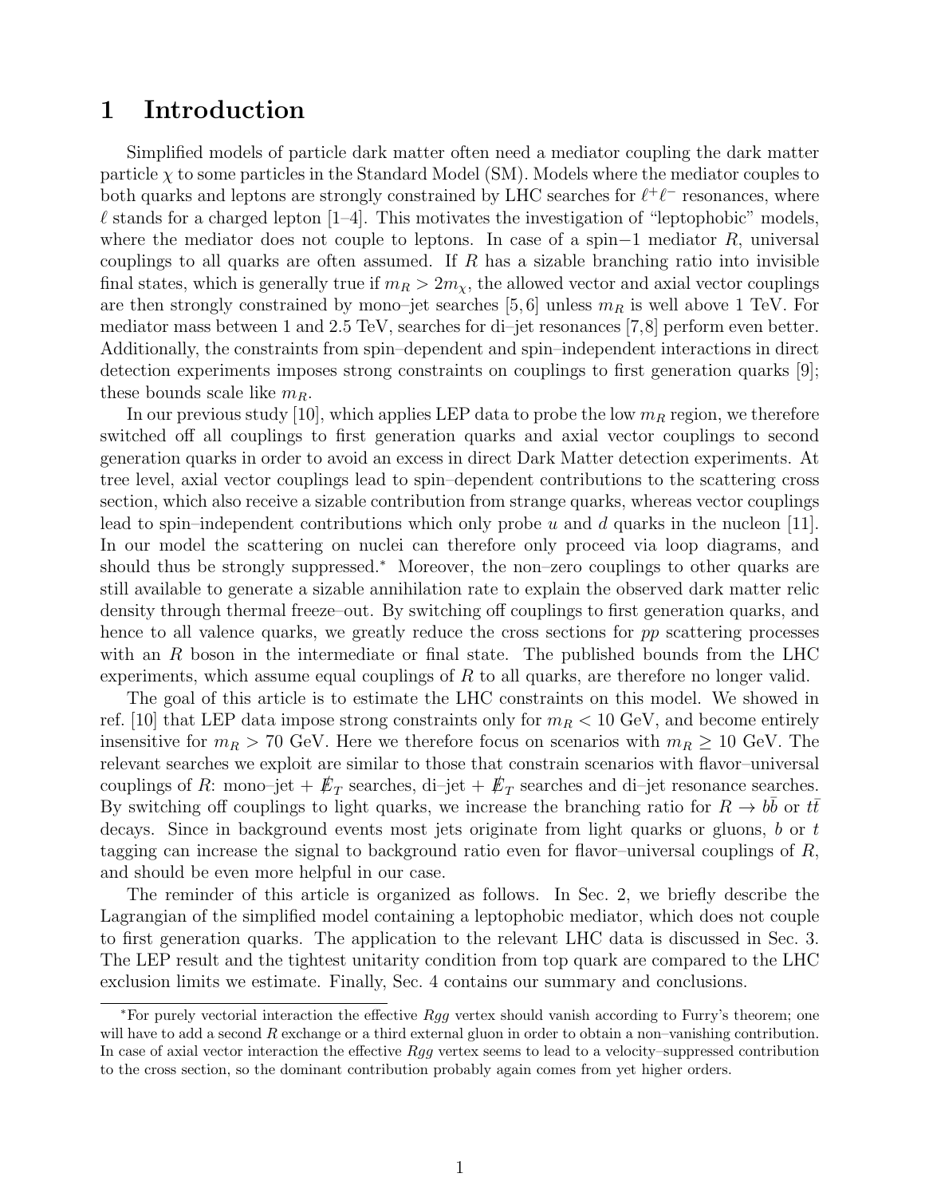# 1 Introduction

Simplified models of particle dark matter often need a mediator coupling the dark matter particle $\chi$ to some particles in the Standard Model (SM). Models where the mediator couples to both quarks and leptons are strongly constrained by LHC searches for $\ell^+\ell^-$ resonances, where $\ell$ stands for a charged lepton [1–4]. This motivates the investigation of "leptophobic" models, where the mediator does not couple to leptons. In case of a spin−1 mediator $R$, universal couplings to all quarks are often assumed. If $R$ has a sizable branching ratio into invisible final states, which is generally true if $m_R > 2m_\chi$, the allowed vector and axial vector couplings are then strongly constrained by mono–jet searches [5,6] unless $m_R$ is well above 1 TeV. For mediator mass between 1 and 2.5 TeV, searches for di–jet resonances [7,8] perform even better. Additionally, the constraints from spin–dependent and spin–independent interactions in direct detection experiments imposes strong constraints on couplings to first generation quarks [9]; these bounds scale like $m_R$.

In our previous study [10], which applies LEP data to probe the low $m_R$ region, we therefore switched off all couplings to first generation quarks and axial vector couplings to second generation quarks in order to avoid an excess in direct Dark Matter detection experiments. At tree level, axial vector couplings lead to spin–dependent contributions to the scattering cross section, which also receive a sizable contribution from strange quarks, whereas vector couplings lead to spin–independent contributions which only probe $u$ and $d$ quarks in the nucleon [11]. In our model the scattering on nuclei can therefore only proceed via loop diagrams, and should thus be strongly suppressed.* Moreover, the non–zero couplings to other quarks are still available to generate a sizable annihilation rate to explain the observed dark matter relic density through thermal freeze–out. By switching off couplings to first generation quarks, and hence to all valence quarks, we greatly reduce the cross sections for $pp$ scattering processes with an $R$ boson in the intermediate or final state. The published bounds from the LHC experiments, which assume equal couplings of $R$ to all quarks, are therefore no longer valid.

The goal of this article is to estimate the LHC constraints on this model. We showed in ref. [10] that LEP data impose strong constraints only for $m_R < 10$ GeV, and become entirely insensitive for $m_R > 70$ GeV. Here we therefore focus on scenarios with $m_R \geq 10$ GeV. The relevant searches we exploit are similar to those that constrain scenarios with flavor–universal couplings of $R$: mono–jet + $\not\!\!E_T$ searches, di–jet + $\not\!\!E_T$ searches and di–jet resonance searches. By switching off couplings to light quarks, we increase the branching ratio for $R \to b\bar{b}$ or $t\bar{t}$ decays. Since in background events most jets originate from light quarks or gluons, $b$ or $t$ tagging can increase the signal to background ratio even for flavor–universal couplings of $R$, and should be even more helpful in our case.

The reminder of this article is organized as follows. In Sec. 2, we briefly describe the Lagrangian of the simplified model containing a leptophobic mediator, which does not couple to first generation quarks. The application to the relevant LHC data is discussed in Sec. 3. The LEP result and the tightest unitarity condition from top quark are compared to the LHC exclusion limits we estimate. Finally, Sec. 4 contains our summary and conclusions.

*For purely vectorial interaction the effective $Rgg$ vertex should vanish according to Furry's theorem; one will have to add a second $R$ exchange or a third external gluon in order to obtain a non–vanishing contribution. In case of axial vector interaction the effective $Rgg$ vertex seems to lead to a velocity–suppressed contribution to the cross section, so the dominant contribution probably again comes from yet higher orders.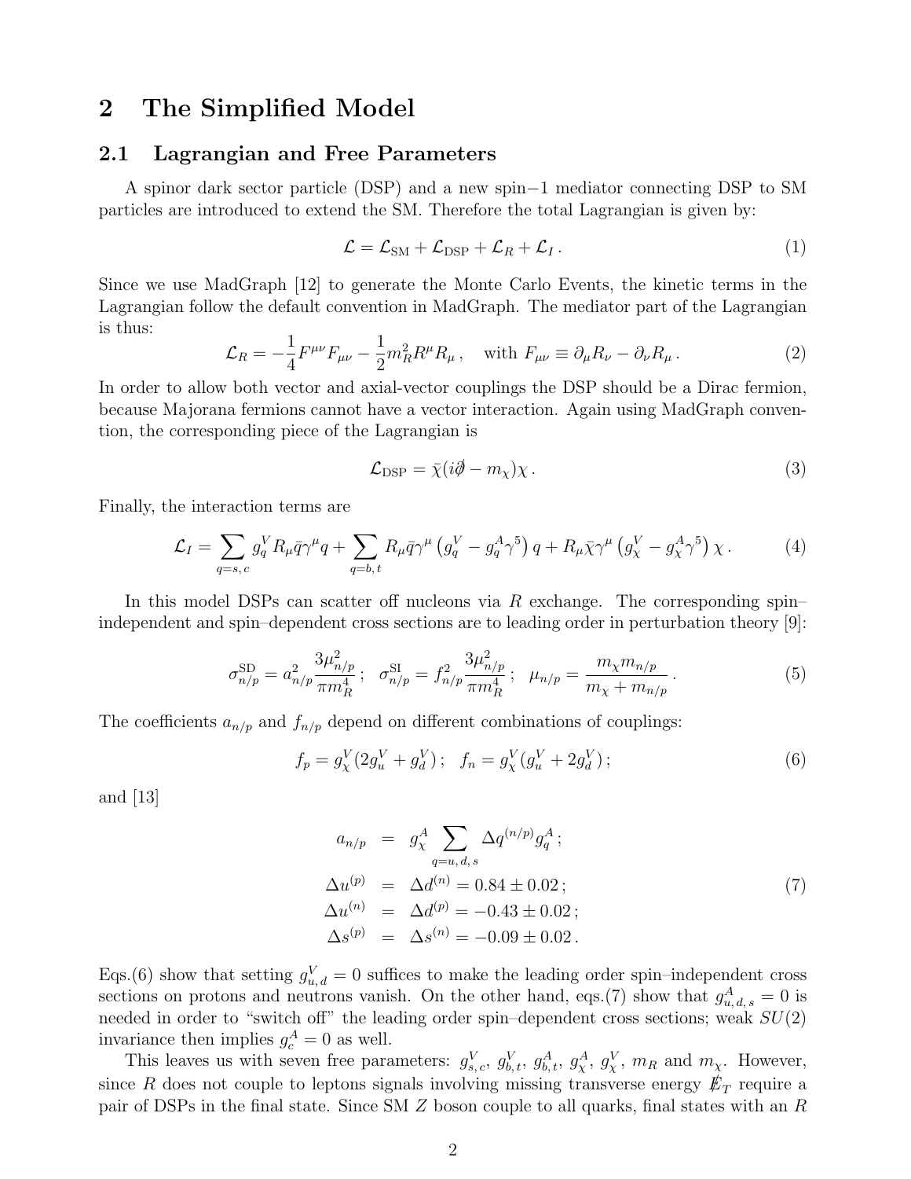# 2 The Simplified Model

## 2.1 Lagrangian and Free Parameters

A spinor dark sector particle (DSP) and a new spin−1 mediator connecting DSP to SM particles are introduced to extend the SM. Therefore the total Lagrangian is given by:

$$\mathcal{L} = \mathcal{L}_{\rm SM} + \mathcal{L}_{\rm DSP} + \mathcal{L}_R + \mathcal{L}_I \,. \tag{1}$$

Since we use MadGraph [12] to generate the Monte Carlo Events, the kinetic terms in the Lagrangian follow the default convention in MadGraph. The mediator part of the Lagrangian is thus:

$$\mathcal{L}_R = -\frac{1}{4}F^{\mu\nu}F_{\mu\nu} - \frac{1}{2}m_R^2 R^\mu R_\mu \,, \quad \text{with } F_{\mu\nu} \equiv \partial_\mu R_\nu - \partial_\nu R_\mu \,. \tag{2}$$

In order to allow both vector and axial-vector couplings the DSP should be a Dirac fermion, because Majorana fermions cannot have a vector interaction. Again using MadGraph convention, the corresponding piece of the Lagrangian is

$$\mathcal{L}_{\rm DSP} = \bar{\chi}(i\partial\!\!\!/ - m_\chi)\chi \,. \tag{3}$$

Finally, the interaction terms are

$$\mathcal{L}_I = \sum_{q=s,\,c} g_q^V R_\mu \bar{q}\gamma^\mu q + \sum_{q=b,\,t} R_\mu \bar{q}\gamma^\mu \left(g_q^V - g_q^A\gamma^5\right) q + R_\mu \bar{\chi}\gamma^\mu \left(g_\chi^V - g_\chi^A\gamma^5\right)\chi \,. \tag{4}$$

In this model DSPs can scatter off nucleons via $R$ exchange. The corresponding spin–independent and spin–dependent cross sections are to leading order in perturbation theory [9]:

$$\sigma_{n/p}^{\rm SD} = a_{n/p}^2 \frac{3\mu_{n/p}^2}{\pi m_R^4} \,; \quad \sigma_{n/p}^{\rm SI} = f_{n/p}^2 \frac{3\mu_{n/p}^2}{\pi m_R^4} \,; \quad \mu_{n/p} = \frac{m_\chi m_{n/p}}{m_\chi + m_{n/p}} \,. \tag{5}$$

The coefficients $a_{n/p}$ and $f_{n/p}$ depend on different combinations of couplings:

$$f_p = g_\chi^V(2g_u^V + g_d^V) \,; \quad f_n = g_\chi^V(g_u^V + 2g_d^V) \,; \tag{6}$$

and [13]

$$\begin{aligned}
a_{n/p} &= g_\chi^A \sum_{q=u,\,d,\,s} \Delta q^{(n/p)} g_q^A \,; \\
\Delta u^{(p)} &= \Delta d^{(n)} = 0.84 \pm 0.02 \,; \\
\Delta u^{(n)} &= \Delta d^{(p)} = -0.43 \pm 0.02 \,; \\
\Delta s^{(p)} &= \Delta s^{(n)} = -0.09 \pm 0.02 \,.
\end{aligned} \tag{7}$$

Eqs.(6) show that setting $g_{u,\,d}^V = 0$ suffices to make the leading order spin–independent cross sections on protons and neutrons vanish. On the other hand, eqs.(7) show that $g_{u,\,d,\,s}^A = 0$ is needed in order to "switch off" the leading order spin–dependent cross sections; weak $SU(2)$ invariance then implies $g_c^A = 0$ as well.

This leaves us with seven free parameters: $g_{s,\,c}^V$, $g_{b,\,t}^V$, $g_{b,\,t}^A$, $g_\chi^A$, $g_\chi^V$, $m_R$ and $m_\chi$. However, since $R$ does not couple to leptons signals involving missing transverse energy $\not{E}_T$ require a pair of DSPs in the final state. Since SM $Z$ boson couple to all quarks, final states with an $R$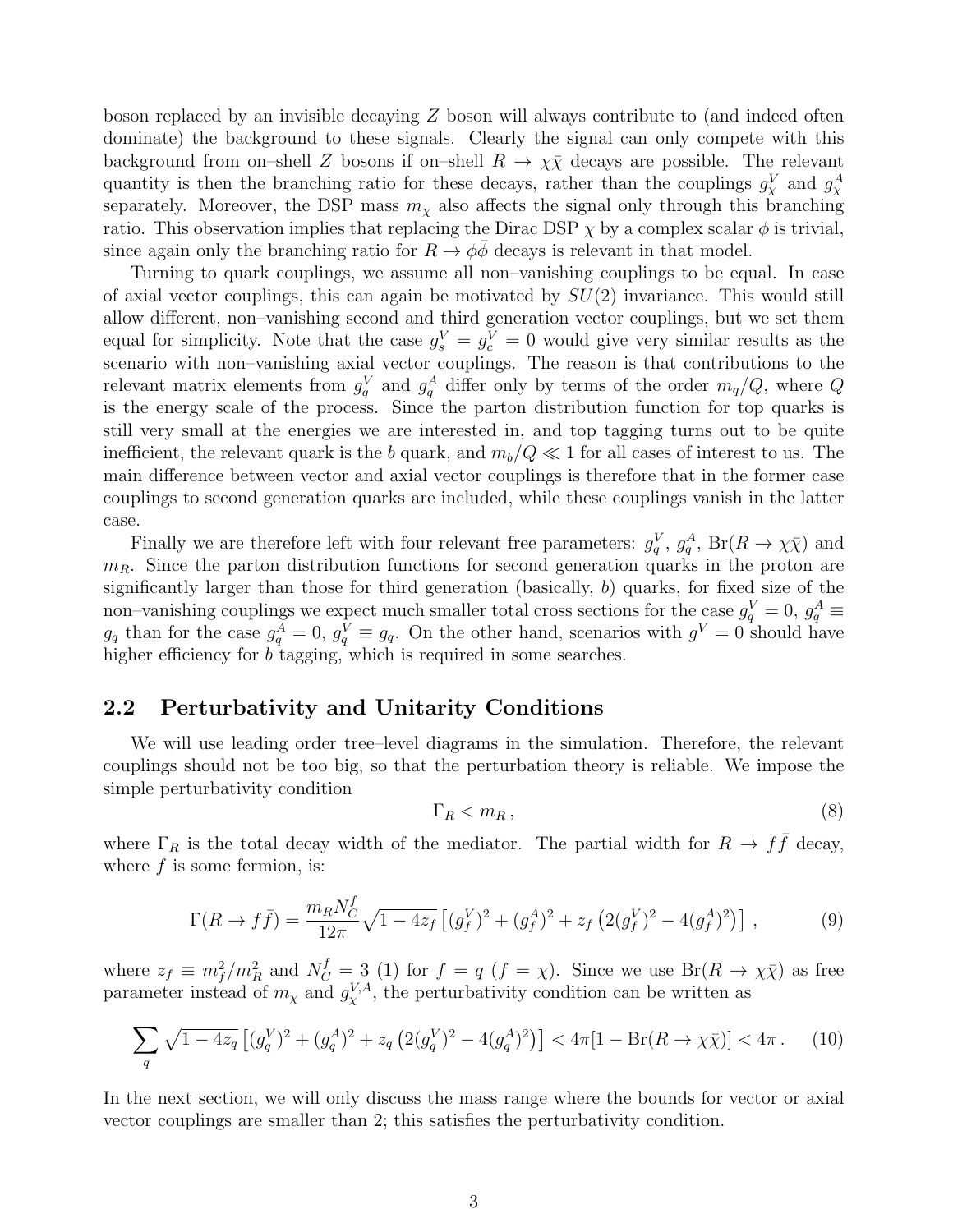boson replaced by an invisible decaying $Z$ boson will always contribute to (and indeed often dominate) the background to these signals. Clearly the signal can only compete with this background from on–shell $Z$ bosons if on–shell $R \to \chi\bar{\chi}$ decays are possible. The relevant quantity is then the branching ratio for these decays, rather than the couplings $g_\chi^V$ and $g_\chi^A$ separately. Moreover, the DSP mass $m_\chi$ also affects the signal only through this branching ratio. This observation implies that replacing the Dirac DSP $\chi$ by a complex scalar $\phi$ is trivial, since again only the branching ratio for $R \to \phi\bar{\phi}$ decays is relevant in that model.

Turning to quark couplings, we assume all non–vanishing couplings to be equal. In case of axial vector couplings, this can again be motivated by $SU(2)$ invariance. This would still allow different, non–vanishing second and third generation vector couplings, but we set them equal for simplicity. Note that the case $g_s^V = g_c^V = 0$ would give very similar results as the scenario with non–vanishing axial vector couplings. The reason is that contributions to the relevant matrix elements from $g_q^V$ and $g_q^A$ differ only by terms of the order $m_q/Q$, where $Q$ is the energy scale of the process. Since the parton distribution function for top quarks is still very small at the energies we are interested in, and top tagging turns out to be quite inefficient, the relevant quark is the $b$ quark, and $m_b/Q \ll 1$ for all cases of interest to us. The main difference between vector and axial vector couplings is therefore that in the former case couplings to second generation quarks are included, while these couplings vanish in the latter case.

Finally we are therefore left with four relevant free parameters: $g_q^V$, $g_q^A$, $\text{Br}(R \to \chi\bar{\chi})$ and $m_R$. Since the parton distribution functions for second generation quarks in the proton are significantly larger than those for third generation (basically, $b$) quarks, for fixed size of the non–vanishing couplings we expect much smaller total cross sections for the case $g_q^V = 0$, $g_q^A \equiv g_q$ than for the case $g_q^A = 0$, $g_q^V \equiv g_q$. On the other hand, scenarios with $g^V = 0$ should have higher efficiency for $b$ tagging, which is required in some searches.

## 2.2 Perturbativity and Unitarity Conditions

We will use leading order tree–level diagrams in the simulation. Therefore, the relevant couplings should not be too big, so that the perturbation theory is reliable. We impose the simple perturbativity condition

$$\Gamma_R < m_R \, , \tag{8}$$

where $\Gamma_R$ is the total decay width of the mediator. The partial width for $R \to f\bar{f}$ decay, where $f$ is some fermion, is:

$$\Gamma(R \to f\bar{f}) = \frac{m_R N_C^f}{12\pi} \sqrt{1 - 4z_f} \left[ (g_f^V)^2 + (g_f^A)^2 + z_f \left( 2(g_f^V)^2 - 4(g_f^A)^2 \right) \right] \, , \tag{9}$$

where $z_f \equiv m_f^2/m_R^2$ and $N_C^f = 3$ (1) for $f = q$ ($f = \chi$). Since we use $\text{Br}(R \to \chi\bar{\chi})$ as free parameter instead of $m_\chi$ and $g_\chi^{V,A}$, the perturbativity condition can be written as

$$\sum_q \sqrt{1 - 4z_q} \left[ (g_q^V)^2 + (g_q^A)^2 + z_q \left( 2(g_q^V)^2 - 4(g_q^A)^2 \right) \right] < 4\pi[1 - \text{Br}(R \to \chi\bar{\chi})] < 4\pi \, . \tag{10}$$

In the next section, we will only discuss the mass range where the bounds for vector or axial vector couplings are smaller than 2; this satisfies the perturbativity condition.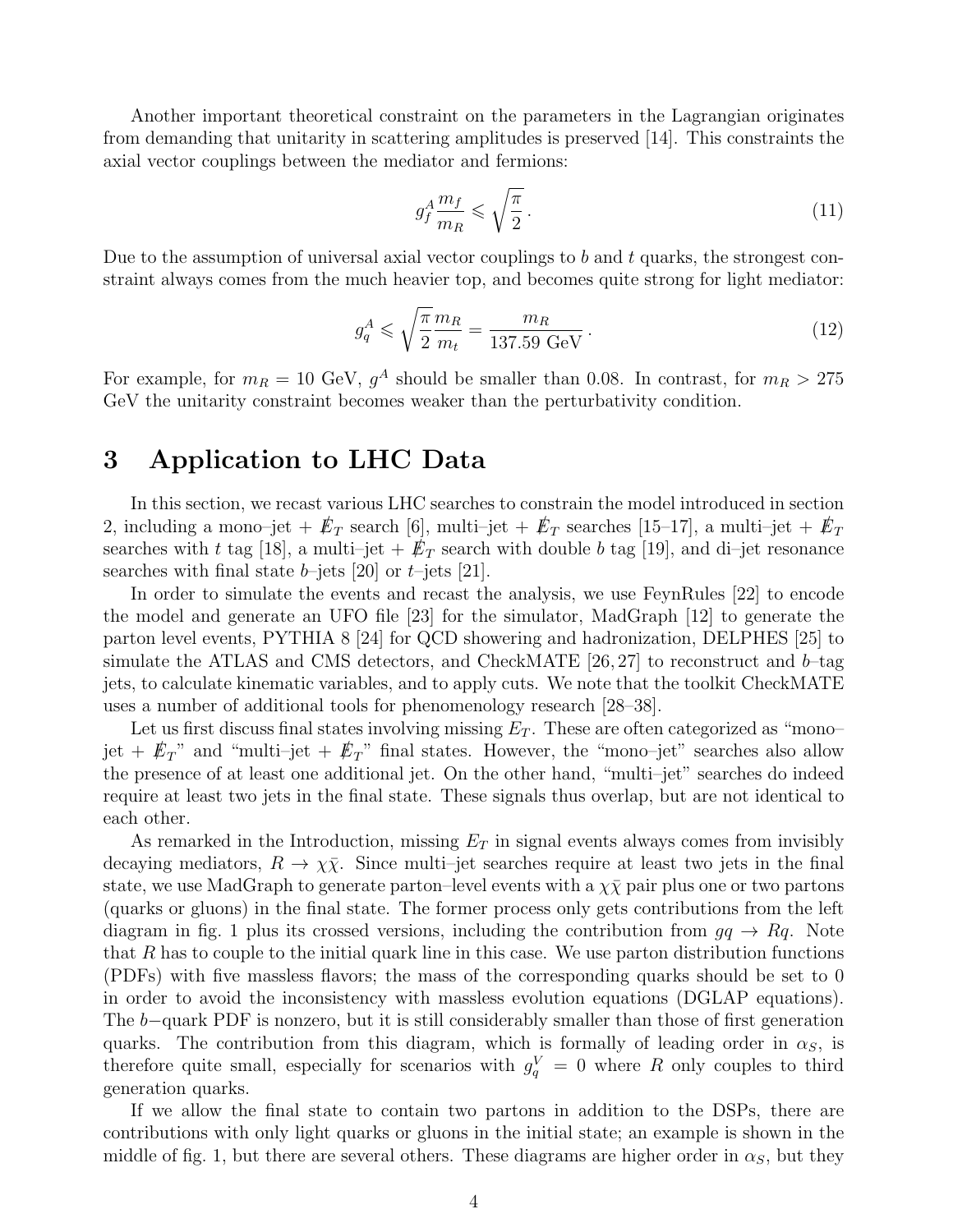Another important theoretical constraint on the parameters in the Lagrangian originates from demanding that unitarity in scattering amplitudes is preserved [14]. This constraints the axial vector couplings between the mediator and fermions:

$$g_f^A \frac{m_f}{m_R} \leqslant \sqrt{\frac{\pi}{2}}\,. \tag{11}$$

Due to the assumption of universal axial vector couplings to $b$ and $t$ quarks, the strongest constraint always comes from the much heavier top, and becomes quite strong for light mediator:

$$g_q^A \leqslant \sqrt{\frac{\pi}{2}} \frac{m_R}{m_t} = \frac{m_R}{137.59 \text{ GeV}}\,. \tag{12}$$

For example, for $m_R = 10$ GeV, $g^A$ should be smaller than 0.08. In contrast, for $m_R > 275$ GeV the unitarity constraint becomes weaker than the perturbativity condition.

# 3 Application to LHC Data

In this section, we recast various LHC searches to constrain the model introduced in section 2, including a mono–jet + $\not{E}_T$ search [6], multi–jet + $\not{E}_T$ searches [15–17], a multi–jet + $\not{E}_T$ searches with $t$ tag [18], a multi–jet + $\not{E}_T$ search with double $b$ tag [19], and di–jet resonance searches with final state $b$–jets [20] or $t$–jets [21].

In order to simulate the events and recast the analysis, we use FeynRules [22] to encode the model and generate an UFO file [23] for the simulator, MadGraph [12] to generate the parton level events, PYTHIA 8 [24] for QCD showering and hadronization, DELPHES [25] to simulate the ATLAS and CMS detectors, and CheckMATE [26, 27] to reconstruct and $b$–tag jets, to calculate kinematic variables, and to apply cuts. We note that the toolkit CheckMATE uses a number of additional tools for phenomenology research [28–38].

Let us first discuss final states involving missing $E_T$. These are often categorized as "mono–jet + $\not{E}_T$" and "multi–jet + $\not{E}_T$" final states. However, the "mono–jet" searches also allow the presence of at least one additional jet. On the other hand, "multi–jet" searches do indeed require at least two jets in the final state. These signals thus overlap, but are not identical to each other.

As remarked in the Introduction, missing $E_T$ in signal events always comes from invisibly decaying mediators, $R \to \chi\bar{\chi}$. Since multi–jet searches require at least two jets in the final state, we use MadGraph to generate parton–level events with a $\chi\bar{\chi}$ pair plus one or two partons (quarks or gluons) in the final state. The former process only gets contributions from the left diagram in fig. 1 plus its crossed versions, including the contribution from $gq \to Rq$. Note that $R$ has to couple to the initial quark line in this case. We use parton distribution functions (PDFs) with five massless flavors; the mass of the corresponding quarks should be set to 0 in order to avoid the inconsistency with massless evolution equations (DGLAP equations). The $b-$quark PDF is nonzero, but it is still considerably smaller than those of first generation quarks. The contribution from this diagram, which is formally of leading order in $\alpha_S$, is therefore quite small, especially for scenarios with $g_q^V = 0$ where $R$ only couples to third generation quarks.

If we allow the final state to contain two partons in addition to the DSPs, there are contributions with only light quarks or gluons in the initial state; an example is shown in the middle of fig. 1, but there are several others. These diagrams are higher order in $\alpha_S$, but they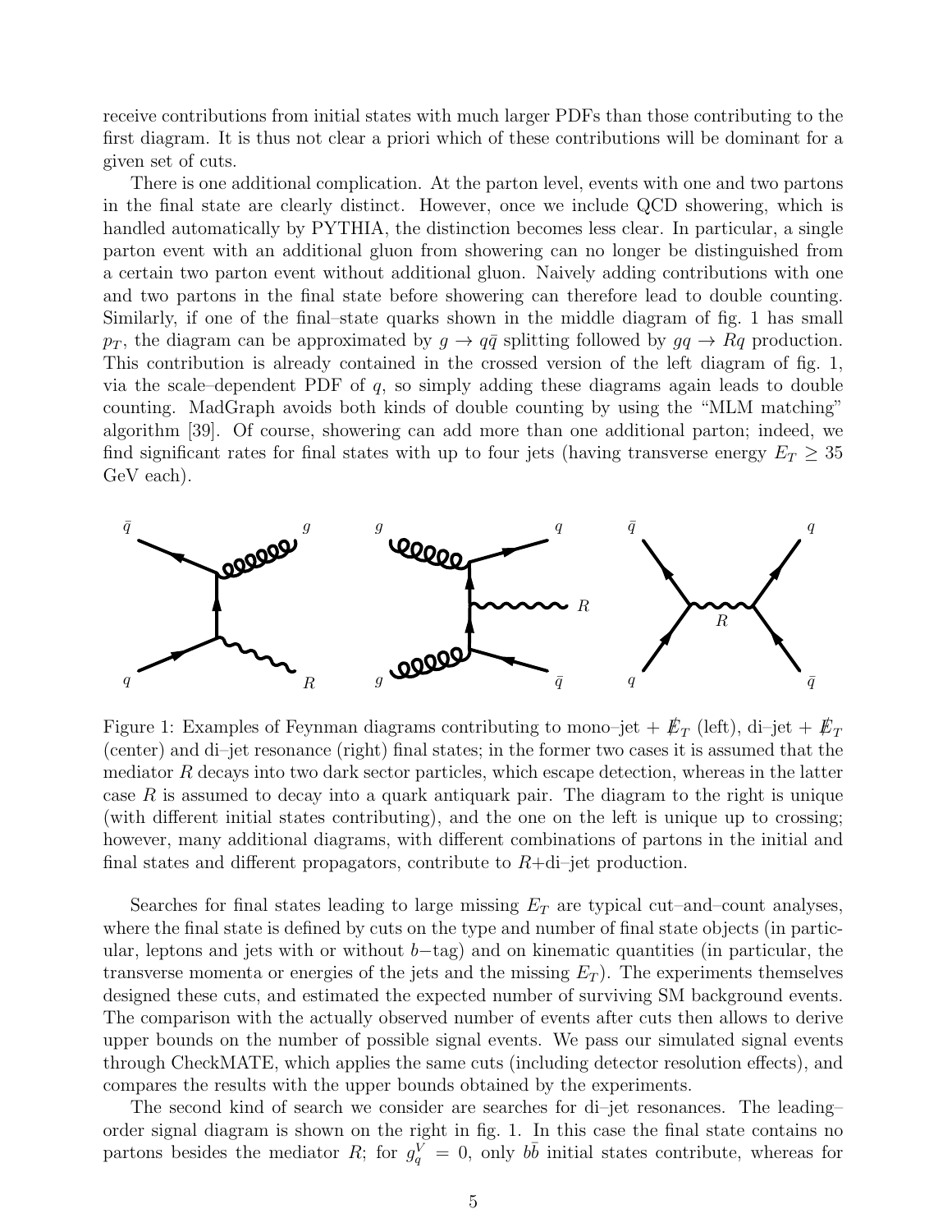receive contributions from initial states with much larger PDFs than those contributing to the first diagram. It is thus not clear a priori which of these contributions will be dominant for a given set of cuts.

There is one additional complication. At the parton level, events with one and two partons in the final state are clearly distinct. However, once we include QCD showering, which is handled automatically by PYTHIA, the distinction becomes less clear. In particular, a single parton event with an additional gluon from showering can no longer be distinguished from a certain two parton event without additional gluon. Naively adding contributions with one and two partons in the final state before showering can therefore lead to double counting. Similarly, if one of the final–state quarks shown in the middle diagram of fig. 1 has small $p_T$, the diagram can be approximated by $g \to q\bar{q}$ splitting followed by $gq \to Rq$ production. This contribution is already contained in the crossed version of the left diagram of fig. 1, via the scale–dependent PDF of $q$, so simply adding these diagrams again leads to double counting. MadGraph avoids both kinds of double counting by using the "MLM matching" algorithm [39]. Of course, showering can add more than one additional parton; indeed, we find significant rates for final states with up to four jets (having transverse energy $E_T \geq 35$ GeV each).

Figure 1: Examples of Feynman diagrams contributing to mono–jet + $\not{E}_T$ (left), di–jet + $\not{E}_T$ (center) and di–jet resonance (right) final states; in the former two cases it is assumed that the mediator $R$ decays into two dark sector particles, which escape detection, whereas in the latter case $R$ is assumed to decay into a quark antiquark pair. The diagram to the right is unique (with different initial states contributing), and the one on the left is unique up to crossing; however, many additional diagrams, with different combinations of partons in the initial and final states and different propagators, contribute to $R$+di–jet production.

Searches for final states leading to large missing $E_T$ are typical cut–and–count analyses, where the final state is defined by cuts on the type and number of final state objects (in particular, leptons and jets with or without $b-$tag) and on kinematic quantities (in particular, the transverse momenta or energies of the jets and the missing $E_T$). The experiments themselves designed these cuts, and estimated the expected number of surviving SM background events. The comparison with the actually observed number of events after cuts then allows to derive upper bounds on the number of possible signal events. We pass our simulated signal events through CheckMATE, which applies the same cuts (including detector resolution effects), and compares the results with the upper bounds obtained by the experiments.

The second kind of search we consider are searches for di–jet resonances. The leading–order signal diagram is shown on the right in fig. 1. In this case the final state contains no partons besides the mediator $R$; for $g_q^V = 0$, only $b\bar{b}$ initial states contribute, whereas for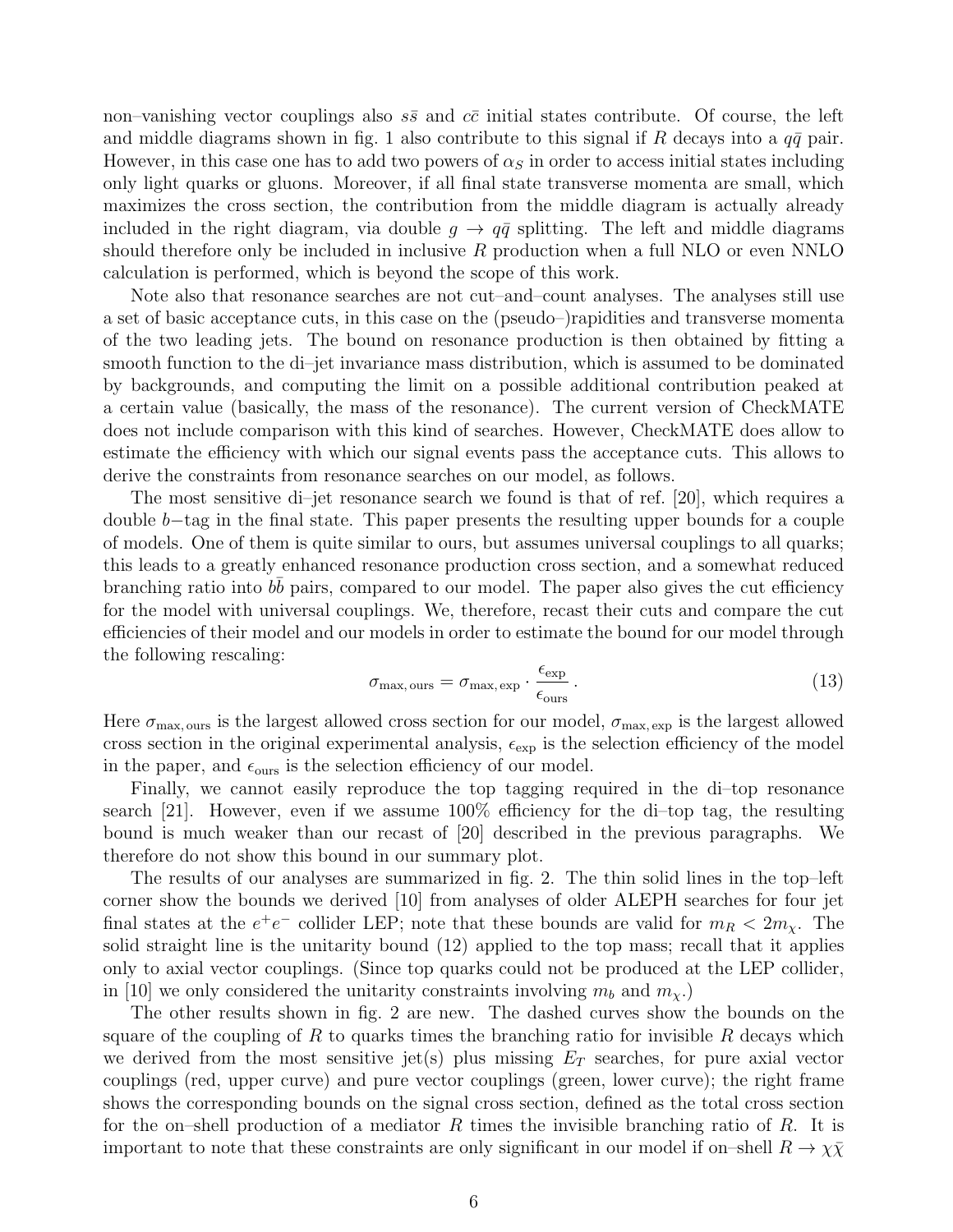non–vanishing vector couplings also $s\bar{s}$ and $c\bar{c}$ initial states contribute. Of course, the left and middle diagrams shown in fig. 1 also contribute to this signal if $R$ decays into a $q\bar{q}$ pair. However, in this case one has to add two powers of $\alpha_S$ in order to access initial states including only light quarks or gluons. Moreover, if all final state transverse momenta are small, which maximizes the cross section, the contribution from the middle diagram is actually already included in the right diagram, via double $g \to q\bar{q}$ splitting. The left and middle diagrams should therefore only be included in inclusive $R$ production when a full NLO or even NNLO calculation is performed, which is beyond the scope of this work.

Note also that resonance searches are not cut–and–count analyses. The analyses still use a set of basic acceptance cuts, in this case on the (pseudo–)rapidities and transverse momenta of the two leading jets. The bound on resonance production is then obtained by fitting a smooth function to the di–jet invariance mass distribution, which is assumed to be dominated by backgrounds, and computing the limit on a possible additional contribution peaked at a certain value (basically, the mass of the resonance). The current version of CheckMATE does not include comparison with this kind of searches. However, CheckMATE does allow to estimate the efficiency with which our signal events pass the acceptance cuts. This allows to derive the constraints from resonance searches on our model, as follows.

The most sensitive di–jet resonance search we found is that of ref. [20], which requires a double $b-$tag in the final state. This paper presents the resulting upper bounds for a couple of models. One of them is quite similar to ours, but assumes universal couplings to all quarks; this leads to a greatly enhanced resonance production cross section, and a somewhat reduced branching ratio into $b\bar{b}$ pairs, compared to our model. The paper also gives the cut efficiency for the model with universal couplings. We, therefore, recast their cuts and compare the cut efficiencies of their model and our models in order to estimate the bound for our model through the following rescaling:

$$\sigma_{\rm max,\,ours} = \sigma_{\rm max,\,exp} \cdot \frac{\epsilon_{\rm exp}}{\epsilon_{\rm ours}} \,. \tag{13}$$

Here $\sigma_{\rm max,\,ours}$ is the largest allowed cross section for our model, $\sigma_{\rm max,\,exp}$ is the largest allowed cross section in the original experimental analysis, $\epsilon_{\rm exp}$ is the selection efficiency of the model in the paper, and $\epsilon_{\rm ours}$ is the selection efficiency of our model.

Finally, we cannot easily reproduce the top tagging required in the di–top resonance search [21]. However, even if we assume 100% efficiency for the di–top tag, the resulting bound is much weaker than our recast of [20] described in the previous paragraphs. We therefore do not show this bound in our summary plot.

The results of our analyses are summarized in fig. 2. The thin solid lines in the top–left corner show the bounds we derived [10] from analyses of older ALEPH searches for four jet final states at the $e^+e^-$ collider LEP; note that these bounds are valid for $m_R < 2m_\chi$. The solid straight line is the unitarity bound (12) applied to the top mass; recall that it applies only to axial vector couplings. (Since top quarks could not be produced at the LEP collider, in [10] we only considered the unitarity constraints involving $m_b$ and $m_\chi$.)

The other results shown in fig. 2 are new. The dashed curves show the bounds on the square of the coupling of $R$ to quarks times the branching ratio for invisible $R$ decays which we derived from the most sensitive jet(s) plus missing $E_T$ searches, for pure axial vector couplings (red, upper curve) and pure vector couplings (green, lower curve); the right frame shows the corresponding bounds on the signal cross section, defined as the total cross section for the on–shell production of a mediator $R$ times the invisible branching ratio of $R$. It is important to note that these constraints are only significant in our model if on–shell $R \to \chi\bar{\chi}$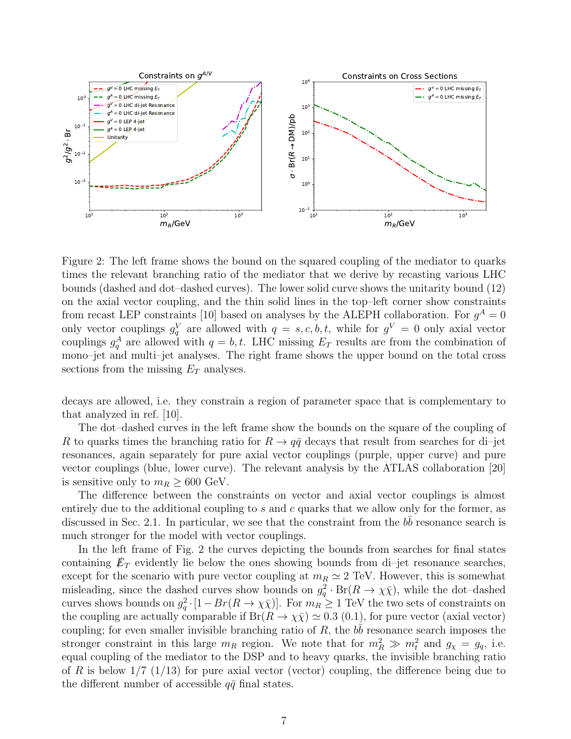Figure 2: The left frame shows the bound on the squared coupling of the mediator to quarks times the relevant branching ratio of the mediator that we derive by recasting various LHC bounds (dashed and dot–dashed curves). The lower solid curve shows the unitarity bound (12) on the axial vector coupling, and the thin solid lines in the top–left corner show constraints from recast LEP constraints [10] based on analyses by the ALEPH collaboration. For $g^A = 0$ only vector couplings $g_q^V$ are allowed with $q = s, c, b, t$, while for $g^V = 0$ only axial vector couplings $g_q^A$ are allowed with $q = b, t$. LHC missing $E_T$ results are from the combination of mono–jet and multi–jet analyses. The right frame shows the upper bound on the total cross sections from the missing $E_T$ analyses.

decays are allowed, i.e. they constrain a region of parameter space that is complementary to that analyzed in ref. [10].

The dot–dashed curves in the left frame show the bounds on the square of the coupling of $R$ to quarks times the branching ratio for $R \to q\bar{q}$ decays that result from searches for di–jet resonances, again separately for pure axial vector couplings (purple, upper curve) and pure vector couplings (blue, lower curve). The relevant analysis by the ATLAS collaboration [20] is sensitive only to $m_R \geq 600$ GeV.

The difference between the constraints on vector and axial vector couplings is almost entirely due to the additional coupling to $s$ and $c$ quarks that we allow only for the former, as discussed in Sec. 2.1. In particular, we see that the constraint from the $b\bar{b}$ resonance search is much stronger for the model with vector couplings.

In the left frame of Fig. 2 the curves depicting the bounds from searches for final states containing $\not{E}_T$ evidently lie below the ones showing bounds from di–jet resonance searches, except for the scenario with pure vector coupling at $m_R \simeq 2$ TeV. However, this is somewhat misleading, since the dashed curves show bounds on $g_q^2 \cdot \text{Br}(R \to \chi\bar{\chi})$, while the dot–dashed curves shows bounds on $g_q^2 \cdot [1 - Br(R \to \chi\bar{\chi})]$. For $m_R \geq 1$ TeV the two sets of constraints on the coupling are actually comparable if $\text{Br}(R \to \chi\bar{\chi}) \simeq 0.3$ (0.1), for pure vector (axial vector) coupling; for even smaller invisible branching ratio of $R$, the $b\bar{b}$ resonance search imposes the stronger constraint in this large $m_R$ region. We note that for $m_R^2 \gg m_t^2$ and $g_\chi = g_q$, i.e. equal coupling of the mediator to the DSP and to heavy quarks, the invisible branching ratio of $R$ is below 1/7 (1/13) for pure axial vector (vector) coupling, the difference being due to the different number of accessible $q\bar{q}$ final states.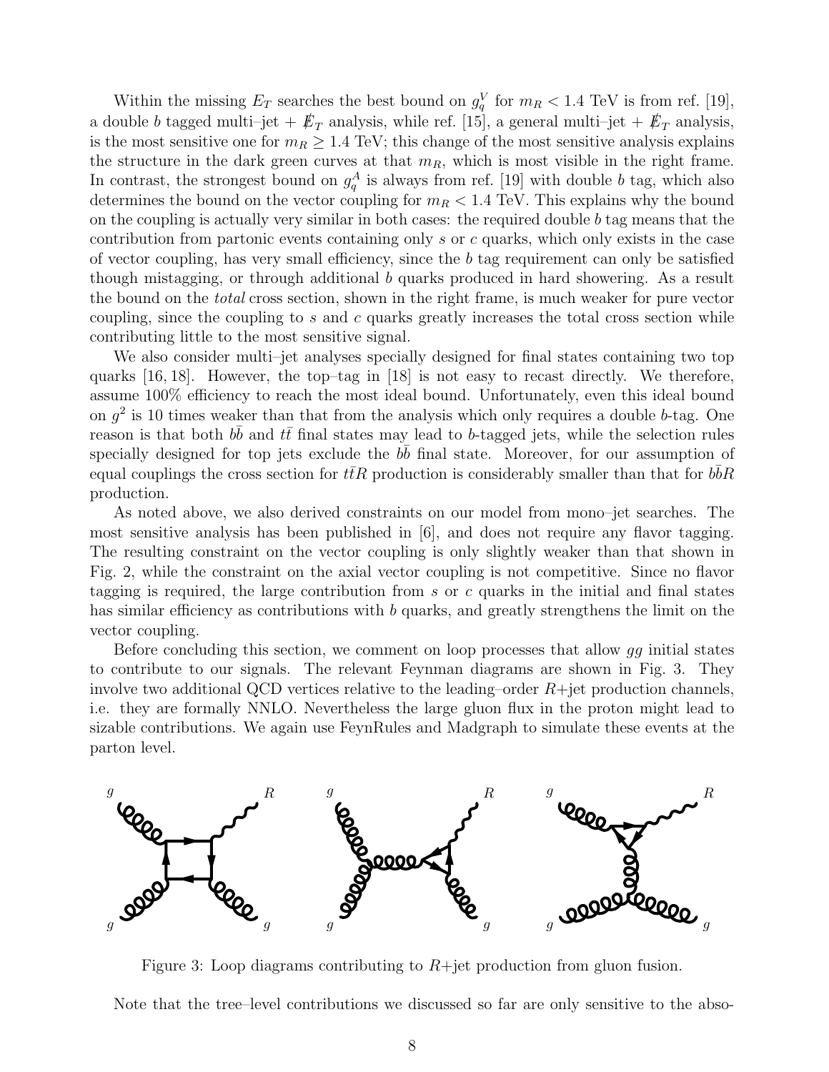Within the missing $E_T$ searches the best bound on $g_q^V$ for $m_R < 1.4$ TeV is from ref. [19], a double $b$ tagged multi–jet + $\not\!\!E_T$ analysis, while ref. [15], a general multi–jet + $\not\!\!E_T$ analysis, is the most sensitive one for $m_R \geq 1.4$ TeV; this change of the most sensitive analysis explains the structure in the dark green curves at that $m_R$, which is most visible in the right frame. In contrast, the strongest bound on $g_q^A$ is always from ref. [19] with double $b$ tag, which also determines the bound on the vector coupling for $m_R < 1.4$ TeV. This explains why the bound on the coupling is actually very similar in both cases: the required double $b$ tag means that the contribution from partonic events containing only $s$ or $c$ quarks, which only exists in the case of vector coupling, has very small efficiency, since the $b$ tag requirement can only be satisfied though mistagging, or through additional $b$ quarks produced in hard showering. As a result the bound on the *total* cross section, shown in the right frame, is much weaker for pure vector coupling, since the coupling to $s$ and $c$ quarks greatly increases the total cross section while contributing little to the most sensitive signal.

We also consider multi–jet analyses specially designed for final states containing two top quarks [16, 18]. However, the top–tag in [18] is not easy to recast directly. We therefore, assume 100% efficiency to reach the most ideal bound. Unfortunately, even this ideal bound on $g^2$ is 10 times weaker than that from the analysis which only requires a double $b$-tag. One reason is that both $b\bar{b}$ and $t\bar{t}$ final states may lead to $b$-tagged jets, while the selection rules specially designed for top jets exclude the $b\bar{b}$ final state. Moreover, for our assumption of equal couplings the cross section for $t\bar{t}R$ production is considerably smaller than that for $b\bar{b}R$ production.

As noted above, we also derived constraints on our model from mono–jet searches. The most sensitive analysis has been published in [6], and does not require any flavor tagging. The resulting constraint on the vector coupling is only slightly weaker than that shown in Fig. 2, while the constraint on the axial vector coupling is not competitive. Since no flavor tagging is required, the large contribution from $s$ or $c$ quarks in the initial and final states has similar efficiency as contributions with $b$ quarks, and greatly strengthens the limit on the vector coupling.

Before concluding this section, we comment on loop processes that allow $gg$ initial states to contribute to our signals. The relevant Feynman diagrams are shown in Fig. 3. They involve two additional QCD vertices relative to the leading–order $R$+jet production channels, i.e. they are formally NNLO. Nevertheless the large gluon flux in the proton might lead to sizable contributions. We again use FeynRules and Madgraph to simulate these events at the parton level.

Figure 3: Loop diagrams contributing to $R$+jet production from gluon fusion.

Note that the tree–level contributions we discussed so far are only sensitive to the abso-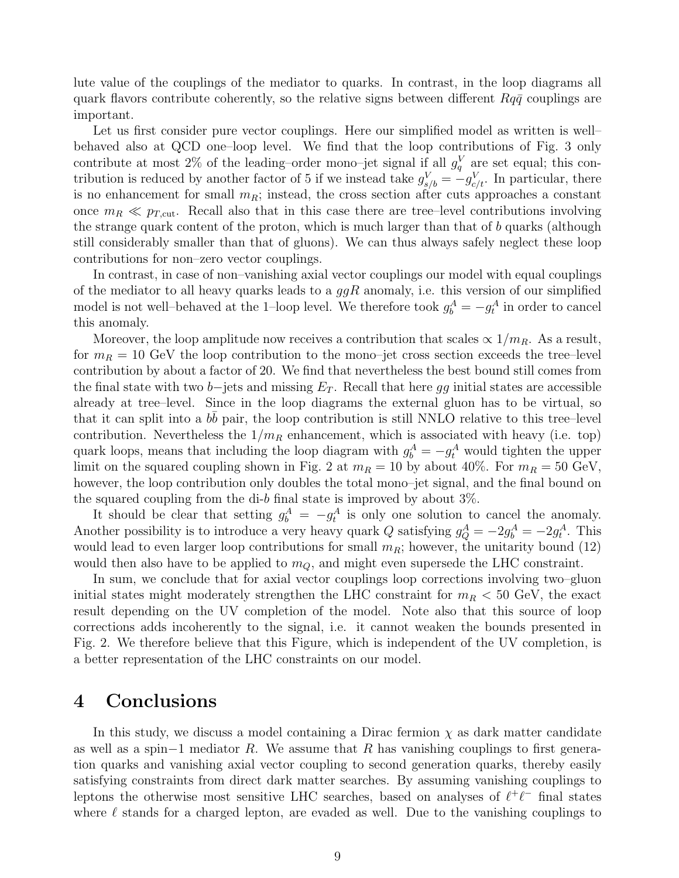lute value of the couplings of the mediator to quarks. In contrast, in the loop diagrams all quark flavors contribute coherently, so the relative signs between different $Rq\bar{q}$ couplings are important.

Let us first consider pure vector couplings. Here our simplified model as written is well–behaved also at QCD one–loop level. We find that the loop contributions of Fig. 3 only contribute at most 2% of the leading–order mono–jet signal if all $g_q^V$ are set equal; this contribution is reduced by another factor of 5 if we instead take $g_{s/b}^V = -g_{c/t}^V$. In particular, there is no enhancement for small $m_R$; instead, the cross section after cuts approaches a constant once $m_R \ll p_{T,\rm cut}$. Recall also that in this case there are tree–level contributions involving the strange quark content of the proton, which is much larger than that of $b$ quarks (although still considerably smaller than that of gluons). We can thus always safely neglect these loop contributions for non–zero vector couplings.

In contrast, in case of non–vanishing axial vector couplings our model with equal couplings of the mediator to all heavy quarks leads to a $ggR$ anomaly, i.e. this version of our simplified model is not well–behaved at the 1–loop level. We therefore took $g_b^A = -g_t^A$ in order to cancel this anomaly.

Moreover, the loop amplitude now receives a contribution that scales $\propto 1/m_R$. As a result, for $m_R = 10$ GeV the loop contribution to the mono–jet cross section exceeds the tree–level contribution by about a factor of 20. We find that nevertheless the best bound still comes from the final state with two $b-$jets and missing $E_T$. Recall that here $gg$ initial states are accessible already at tree–level. Since in the loop diagrams the external gluon has to be virtual, so that it can split into a $b\bar{b}$ pair, the loop contribution is still NNLO relative to this tree–level contribution. Nevertheless the $1/m_R$ enhancement, which is associated with heavy (i.e. top) quark loops, means that including the loop diagram with $g_b^A = -g_t^A$ would tighten the upper limit on the squared coupling shown in Fig. 2 at $m_R = 10$ by about 40%. For $m_R = 50$ GeV, however, the loop contribution only doubles the total mono–jet signal, and the final bound on the squared coupling from the di-$b$ final state is improved by about 3%.

It should be clear that setting $g_b^A = -g_t^A$ is only one solution to cancel the anomaly. Another possibility is to introduce a very heavy quark $Q$ satisfying $g_Q^A = -2g_b^A = -2g_t^A$. This would lead to even larger loop contributions for small $m_R$; however, the unitarity bound (12) would then also have to be applied to $m_Q$, and might even supersede the LHC constraint.

In sum, we conclude that for axial vector couplings loop corrections involving two–gluon initial states might moderately strengthen the LHC constraint for $m_R < 50$ GeV, the exact result depending on the UV completion of the model. Note also that this source of loop corrections adds incoherently to the signal, i.e. it cannot weaken the bounds presented in Fig. 2. We therefore believe that this Figure, which is independent of the UV completion, is a better representation of the LHC constraints on our model.

# 4 Conclusions

In this study, we discuss a model containing a Dirac fermion $\chi$ as dark matter candidate as well as a spin$-1$ mediator $R$. We assume that $R$ has vanishing couplings to first generation quarks and vanishing axial vector coupling to second generation quarks, thereby easily satisfying constraints from direct dark matter searches. By assuming vanishing couplings to leptons the otherwise most sensitive LHC searches, based on analyses of $\ell^+\ell^-$ final states where $\ell$ stands for a charged lepton, are evaded as well. Due to the vanishing couplings to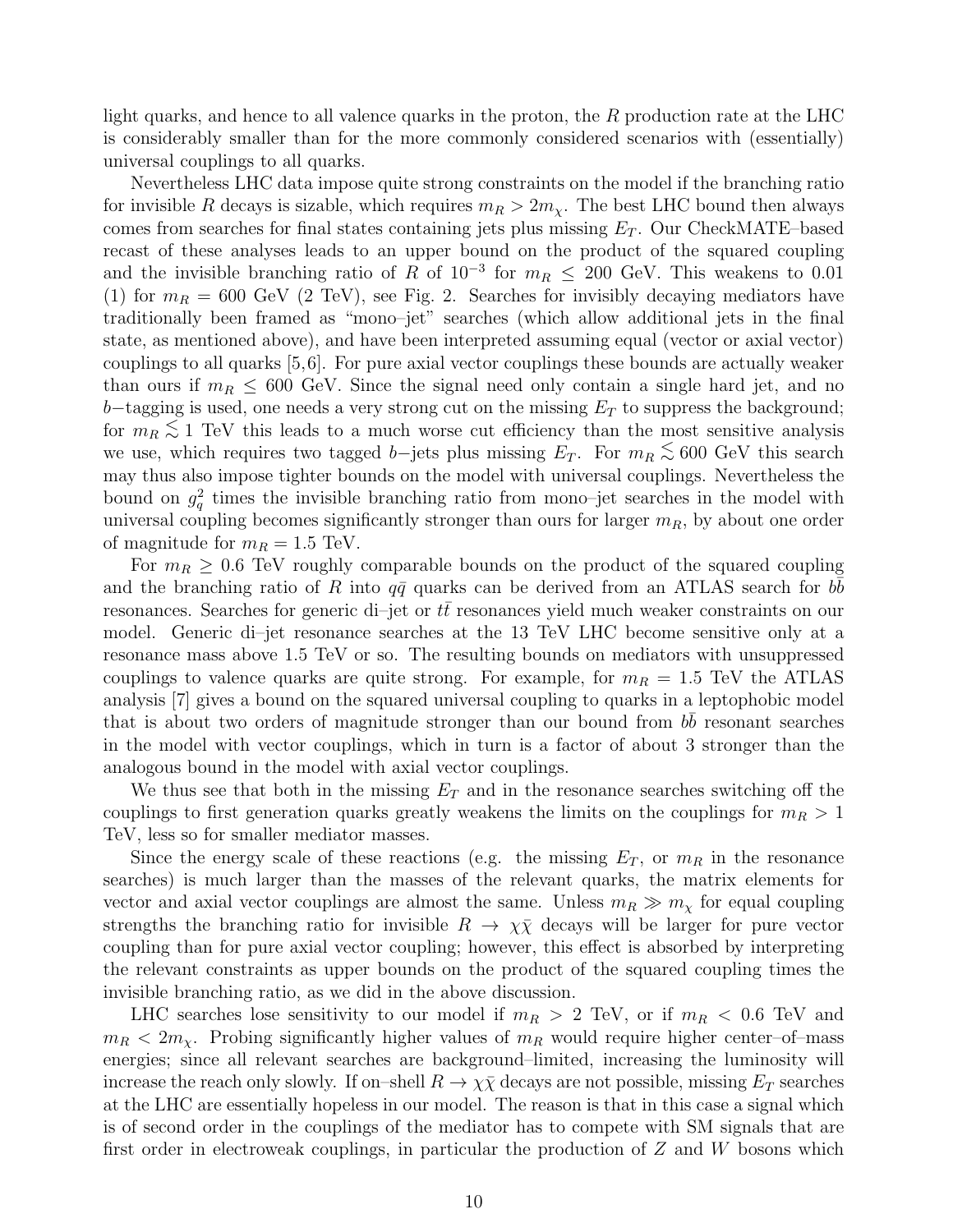light quarks, and hence to all valence quarks in the proton, the $R$ production rate at the LHC is considerably smaller than for the more commonly considered scenarios with (essentially) universal couplings to all quarks.

Nevertheless LHC data impose quite strong constraints on the model if the branching ratio for invisible $R$ decays is sizable, which requires $m_R > 2m_\chi$. The best LHC bound then always comes from searches for final states containing jets plus missing $E_T$. Our CheckMATE–based recast of these analyses leads to an upper bound on the product of the squared coupling and the invisible branching ratio of $R$ of $10^{-3}$ for $m_R \leq 200$ GeV. This weakens to 0.01 (1) for $m_R = 600$ GeV (2 TeV), see Fig. 2. Searches for invisibly decaying mediators have traditionally been framed as "mono–jet" searches (which allow additional jets in the final state, as mentioned above), and have been interpreted assuming equal (vector or axial vector) couplings to all quarks [5,6]. For pure axial vector couplings these bounds are actually weaker than ours if $m_R \leq 600$ GeV. Since the signal need only contain a single hard jet, and no $b-$tagging is used, one needs a very strong cut on the missing $E_T$ to suppress the background; for $m_R \lesssim 1$ TeV this leads to a much worse cut efficiency than the most sensitive analysis we use, which requires two tagged $b-$jets plus missing $E_T$. For $m_R \lesssim 600$ GeV this search may thus also impose tighter bounds on the model with universal couplings. Nevertheless the bound on $g_q^2$ times the invisible branching ratio from mono–jet searches in the model with universal coupling becomes significantly stronger than ours for larger $m_R$, by about one order of magnitude for $m_R = 1.5$ TeV.

For $m_R \geq 0.6$ TeV roughly comparable bounds on the product of the squared coupling and the branching ratio of $R$ into $q\bar{q}$ quarks can be derived from an ATLAS search for $b\bar{b}$ resonances. Searches for generic di–jet or $t\bar{t}$ resonances yield much weaker constraints on our model. Generic di–jet resonance searches at the 13 TeV LHC become sensitive only at a resonance mass above 1.5 TeV or so. The resulting bounds on mediators with unsuppressed couplings to valence quarks are quite strong. For example, for $m_R = 1.5$ TeV the ATLAS analysis [7] gives a bound on the squared universal coupling to quarks in a leptophobic model that is about two orders of magnitude stronger than our bound from $b\bar{b}$ resonant searches in the model with vector couplings, which in turn is a factor of about 3 stronger than the analogous bound in the model with axial vector couplings.

We thus see that both in the missing $E_T$ and in the resonance searches switching off the couplings to first generation quarks greatly weakens the limits on the couplings for $m_R > 1$ TeV, less so for smaller mediator masses.

Since the energy scale of these reactions (e.g. the missing $E_T$, or $m_R$ in the resonance searches) is much larger than the masses of the relevant quarks, the matrix elements for vector and axial vector couplings are almost the same. Unless $m_R \gg m_\chi$ for equal coupling strengths the branching ratio for invisible $R \to \chi\bar{\chi}$ decays will be larger for pure vector coupling than for pure axial vector coupling; however, this effect is absorbed by interpreting the relevant constraints as upper bounds on the product of the squared coupling times the invisible branching ratio, as we did in the above discussion.

LHC searches lose sensitivity to our model if $m_R > 2$ TeV, or if $m_R < 0.6$ TeV and $m_R < 2m_\chi$. Probing significantly higher values of $m_R$ would require higher center–of–mass energies; since all relevant searches are background–limited, increasing the luminosity will increase the reach only slowly. If on–shell $R \to \chi\bar{\chi}$ decays are not possible, missing $E_T$ searches at the LHC are essentially hopeless in our model. The reason is that in this case a signal which is of second order in the couplings of the mediator has to compete with SM signals that are first order in electroweak couplings, in particular the production of $Z$ and $W$ bosons which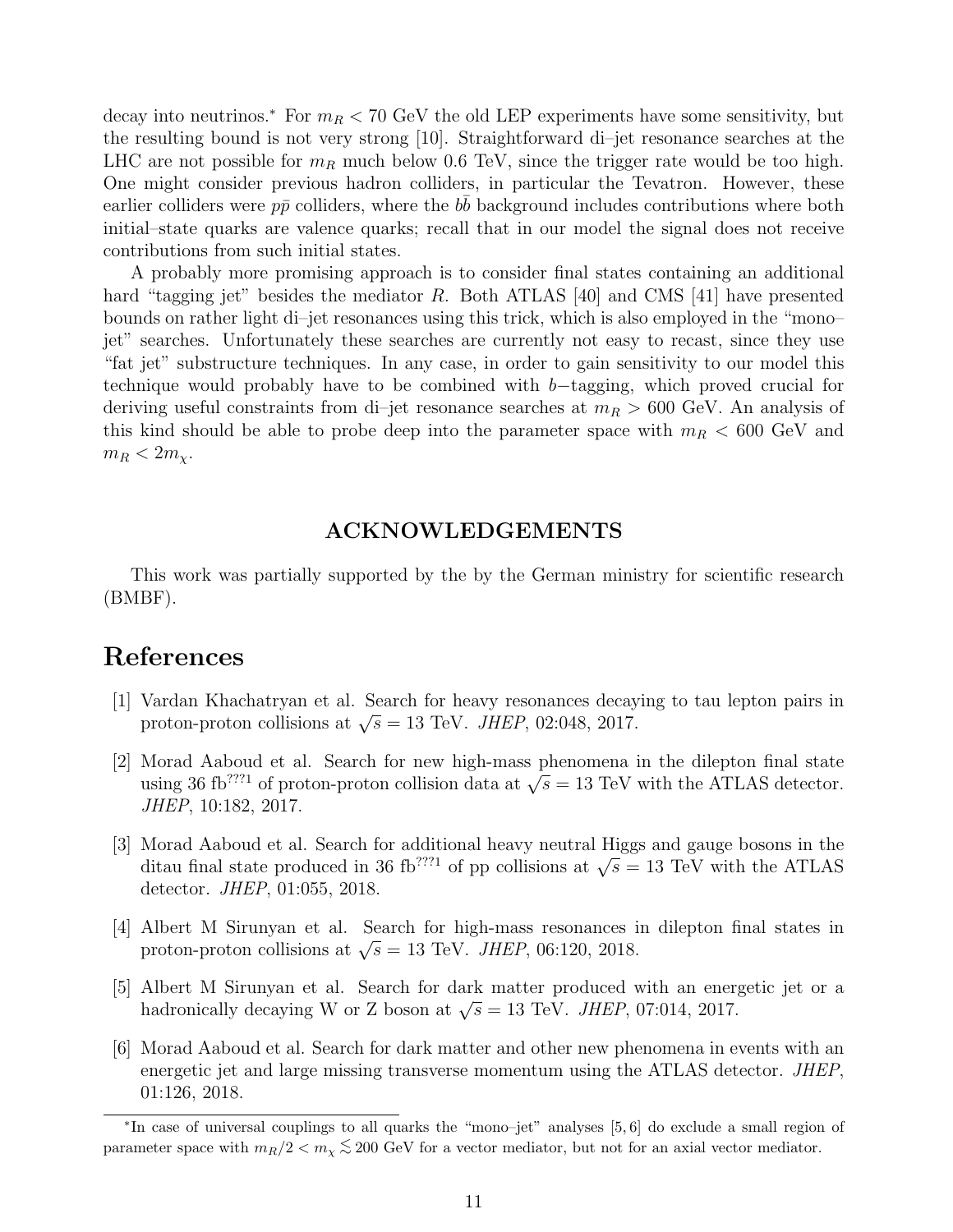decay into neutrinos.* For $m_R < 70$ GeV the old LEP experiments have some sensitivity, but the resulting bound is not very strong [10]. Straightforward di–jet resonance searches at the LHC are not possible for $m_R$ much below 0.6 TeV, since the trigger rate would be too high. One might consider previous hadron colliders, in particular the Tevatron. However, these earlier colliders were $p\bar{p}$ colliders, where the $b\bar{b}$ background includes contributions where both initial–state quarks are valence quarks; recall that in our model the signal does not receive contributions from such initial states.

A probably more promising approach is to consider final states containing an additional hard "tagging jet" besides the mediator $R$. Both ATLAS [40] and CMS [41] have presented bounds on rather light di–jet resonances using this trick, which is also employed in the "mono–jet" searches. Unfortunately these searches are currently not easy to recast, since they use "fat jet" substructure techniques. In any case, in order to gain sensitivity to our model this technique would probably have to be combined with $b-$tagging, which proved crucial for deriving useful constraints from di–jet resonance searches at $m_R > 600$ GeV. An analysis of this kind should be able to probe deep into the parameter space with $m_R < 600$ GeV and $m_R < 2m_\chi$.

## ACKNOWLEDGEMENTS

This work was partially supported by the by the German ministry for scientific research (BMBF).

# References

[1] Vardan Khachatryan et al. Search for heavy resonances decaying to tau lepton pairs in proton-proton collisions at $\sqrt{s} = 13$ TeV. *JHEP*, 02:048, 2017.

[2] Morad Aaboud et al. Search for new high-mass phenomena in the dilepton final state using 36 fb$^{???1}$ of proton-proton collision data at $\sqrt{s} = 13$ TeV with the ATLAS detector. *JHEP*, 10:182, 2017.

[3] Morad Aaboud et al. Search for additional heavy neutral Higgs and gauge bosons in the ditau final state produced in 36 fb$^{???1}$ of pp collisions at $\sqrt{s} = 13$ TeV with the ATLAS detector. *JHEP*, 01:055, 2018.

[4] Albert M Sirunyan et al. Search for high-mass resonances in dilepton final states in proton-proton collisions at $\sqrt{s} = 13$ TeV. *JHEP*, 06:120, 2018.

[5] Albert M Sirunyan et al. Search for dark matter produced with an energetic jet or a hadronically decaying W or Z boson at $\sqrt{s} = 13$ TeV. *JHEP*, 07:014, 2017.

[6] Morad Aaboud et al. Search for dark matter and other new phenomena in events with an energetic jet and large missing transverse momentum using the ATLAS detector. *JHEP*, 01:126, 2018.

*In case of universal couplings to all quarks the "mono–jet" analyses [5, 6] do exclude a small region of parameter space with $m_R/2 < m_\chi \lesssim 200$ GeV for a vector mediator, but not for an axial vector mediator.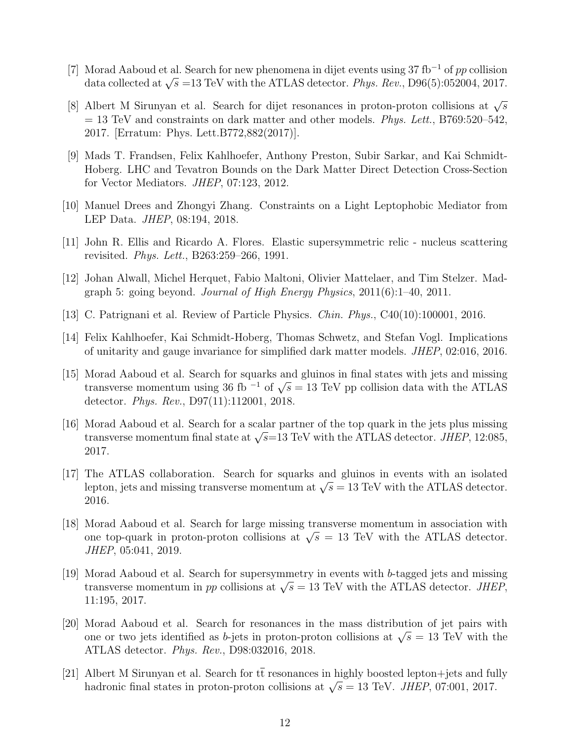[7] Morad Aaboud et al. Search for new phenomena in dijet events using 37 $\text{fb}^{-1}$ of $pp$ collision data collected at $\sqrt{s}$ =13 TeV with the ATLAS detector. *Phys. Rev.*, D96(5):052004, 2017.

[8] Albert M Sirunyan et al. Search for dijet resonances in proton-proton collisions at $\sqrt{s}$ = 13 TeV and constraints on dark matter and other models. *Phys. Lett.*, B769:520–542, 2017. [Erratum: Phys. Lett.B772,882(2017)].

[9] Mads T. Frandsen, Felix Kahlhoefer, Anthony Preston, Subir Sarkar, and Kai Schmidt-Hoberg. LHC and Tevatron Bounds on the Dark Matter Direct Detection Cross-Section for Vector Mediators. *JHEP*, 07:123, 2012.

[10] Manuel Drees and Zhongyi Zhang. Constraints on a Light Leptophobic Mediator from LEP Data. *JHEP*, 08:194, 2018.

[11] John R. Ellis and Ricardo A. Flores. Elastic supersymmetric relic - nucleus scattering revisited. *Phys. Lett.*, B263:259–266, 1991.

[12] Johan Alwall, Michel Herquet, Fabio Maltoni, Olivier Mattelaer, and Tim Stelzer. Madgraph 5: going beyond. *Journal of High Energy Physics*, 2011(6):1–40, 2011.

[13] C. Patrignani et al. Review of Particle Physics. *Chin. Phys.*, C40(10):100001, 2016.

[14] Felix Kahlhoefer, Kai Schmidt-Hoberg, Thomas Schwetz, and Stefan Vogl. Implications of unitarity and gauge invariance for simplified dark matter models. *JHEP*, 02:016, 2016.

[15] Morad Aaboud et al. Search for squarks and gluinos in final states with jets and missing transverse momentum using 36 $\text{fb}^{-1}$ of $\sqrt{s}$ = 13 TeV pp collision data with the ATLAS detector. *Phys. Rev.*, D97(11):112001, 2018.

[16] Morad Aaboud et al. Search for a scalar partner of the top quark in the jets plus missing transverse momentum final state at $\sqrt{s}$=13 TeV with the ATLAS detector. *JHEP*, 12:085, 2017.

[17] The ATLAS collaboration. Search for squarks and gluinos in events with an isolated lepton, jets and missing transverse momentum at $\sqrt{s}$ = 13 TeV with the ATLAS detector. 2016.

[18] Morad Aaboud et al. Search for large missing transverse momentum in association with one top-quark in proton-proton collisions at $\sqrt{s}$ = 13 TeV with the ATLAS detector. *JHEP*, 05:041, 2019.

[19] Morad Aaboud et al. Search for supersymmetry in events with $b$-tagged jets and missing transverse momentum in $pp$ collisions at $\sqrt{s}$ = 13 TeV with the ATLAS detector. *JHEP*, 11:195, 2017.

[20] Morad Aaboud et al. Search for resonances in the mass distribution of jet pairs with one or two jets identified as $b$-jets in proton-proton collisions at $\sqrt{s}$ = 13 TeV with the ATLAS detector. *Phys. Rev.*, D98:032016, 2018.

[21] Albert M Sirunyan et al. Search for $\mathrm{t\bar{t}}$ resonances in highly boosted lepton+jets and fully hadronic final states in proton-proton collisions at $\sqrt{s}$ = 13 TeV. *JHEP*, 07:001, 2017.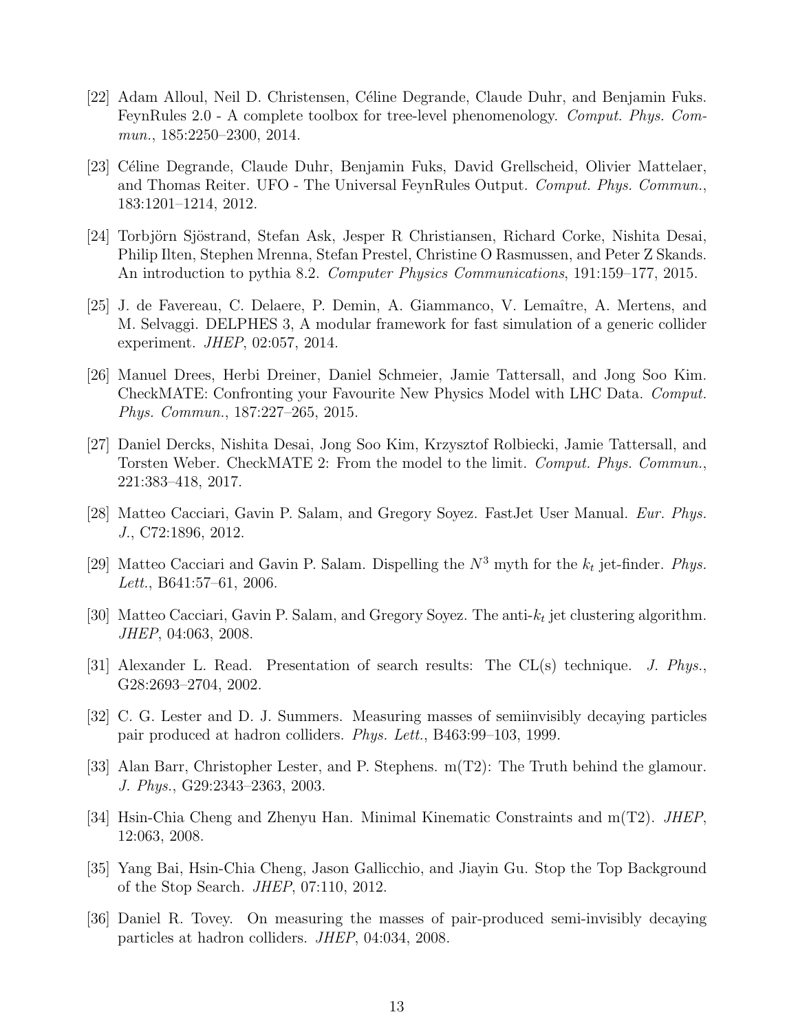[22] Adam Alloul, Neil D. Christensen, Céline Degrande, Claude Duhr, and Benjamin Fuks. FeynRules 2.0 - A complete toolbox for tree-level phenomenology. *Comput. Phys. Commun.*, 185:2250–2300, 2014.

[23] Céline Degrande, Claude Duhr, Benjamin Fuks, David Grellscheid, Olivier Mattelaer, and Thomas Reiter. UFO - The Universal FeynRules Output. *Comput. Phys. Commun.*, 183:1201–1214, 2012.

[24] Torbjörn Sjöstrand, Stefan Ask, Jesper R Christiansen, Richard Corke, Nishita Desai, Philip Ilten, Stephen Mrenna, Stefan Prestel, Christine O Rasmussen, and Peter Z Skands. An introduction to pythia 8.2. *Computer Physics Communications*, 191:159–177, 2015.

[25] J. de Favereau, C. Delaere, P. Demin, A. Giammanco, V. Lemaître, A. Mertens, and M. Selvaggi. DELPHES 3, A modular framework for fast simulation of a generic collider experiment. *JHEP*, 02:057, 2014.

[26] Manuel Drees, Herbi Dreiner, Daniel Schmeier, Jamie Tattersall, and Jong Soo Kim. CheckMATE: Confronting your Favourite New Physics Model with LHC Data. *Comput. Phys. Commun.*, 187:227–265, 2015.

[27] Daniel Dercks, Nishita Desai, Jong Soo Kim, Krzysztof Rolbiecki, Jamie Tattersall, and Torsten Weber. CheckMATE 2: From the model to the limit. *Comput. Phys. Commun.*, 221:383–418, 2017.

[28] Matteo Cacciari, Gavin P. Salam, and Gregory Soyez. FastJet User Manual. *Eur. Phys. J.*, C72:1896, 2012.

[29] Matteo Cacciari and Gavin P. Salam. Dispelling the $N^3$ myth for the $k_t$ jet-finder. *Phys. Lett.*, B641:57–61, 2006.

[30] Matteo Cacciari, Gavin P. Salam, and Gregory Soyez. The anti-$k_t$ jet clustering algorithm. *JHEP*, 04:063, 2008.

[31] Alexander L. Read. Presentation of search results: The CL(s) technique. *J. Phys.*, G28:2693–2704, 2002.

[32] C. G. Lester and D. J. Summers. Measuring masses of semiinvisibly decaying particles pair produced at hadron colliders. *Phys. Lett.*, B463:99–103, 1999.

[33] Alan Barr, Christopher Lester, and P. Stephens. m(T2): The Truth behind the glamour. *J. Phys.*, G29:2343–2363, 2003.

[34] Hsin-Chia Cheng and Zhenyu Han. Minimal Kinematic Constraints and m(T2). *JHEP*, 12:063, 2008.

[35] Yang Bai, Hsin-Chia Cheng, Jason Gallicchio, and Jiayin Gu. Stop the Top Background of the Stop Search. *JHEP*, 07:110, 2012.

[36] Daniel R. Tovey. On measuring the masses of pair-produced semi-invisibly decaying particles at hadron colliders. *JHEP*, 04:034, 2008.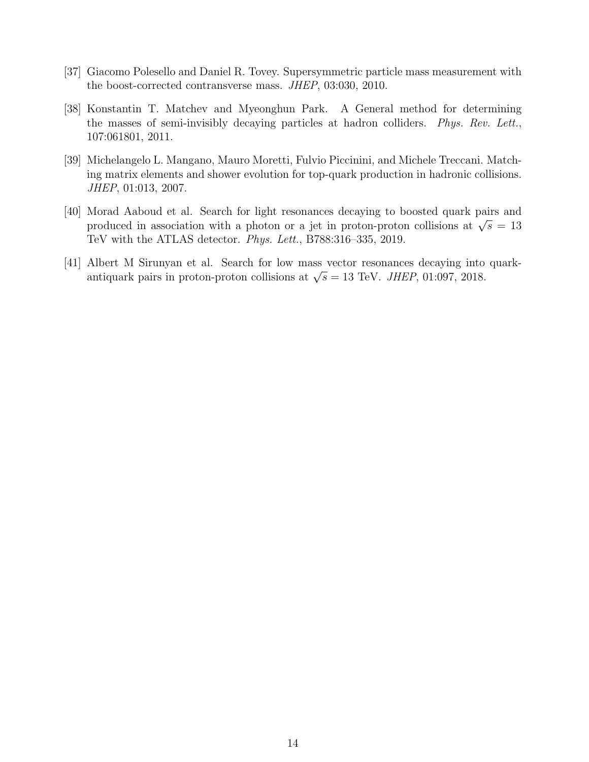[37] Giacomo Polesello and Daniel R. Tovey. Supersymmetric particle mass measurement with the boost-corrected contransverse mass. *JHEP*, 03:030, 2010.

[38] Konstantin T. Matchev and Myeonghun Park. A General method for determining the masses of semi-invisibly decaying particles at hadron colliders. *Phys. Rev. Lett.*, 107:061801, 2011.

[39] Michelangelo L. Mangano, Mauro Moretti, Fulvio Piccinini, and Michele Treccani. Matching matrix elements and shower evolution for top-quark production in hadronic collisions. *JHEP*, 01:013, 2007.

[40] Morad Aaboud et al. Search for light resonances decaying to boosted quark pairs and produced in association with a photon or a jet in proton-proton collisions at $\sqrt{s} = 13$ TeV with the ATLAS detector. *Phys. Lett.*, B788:316–335, 2019.

[41] Albert M Sirunyan et al. Search for low mass vector resonances decaying into quark-antiquark pairs in proton-proton collisions at $\sqrt{s} = 13$ TeV. *JHEP*, 01:097, 2018.